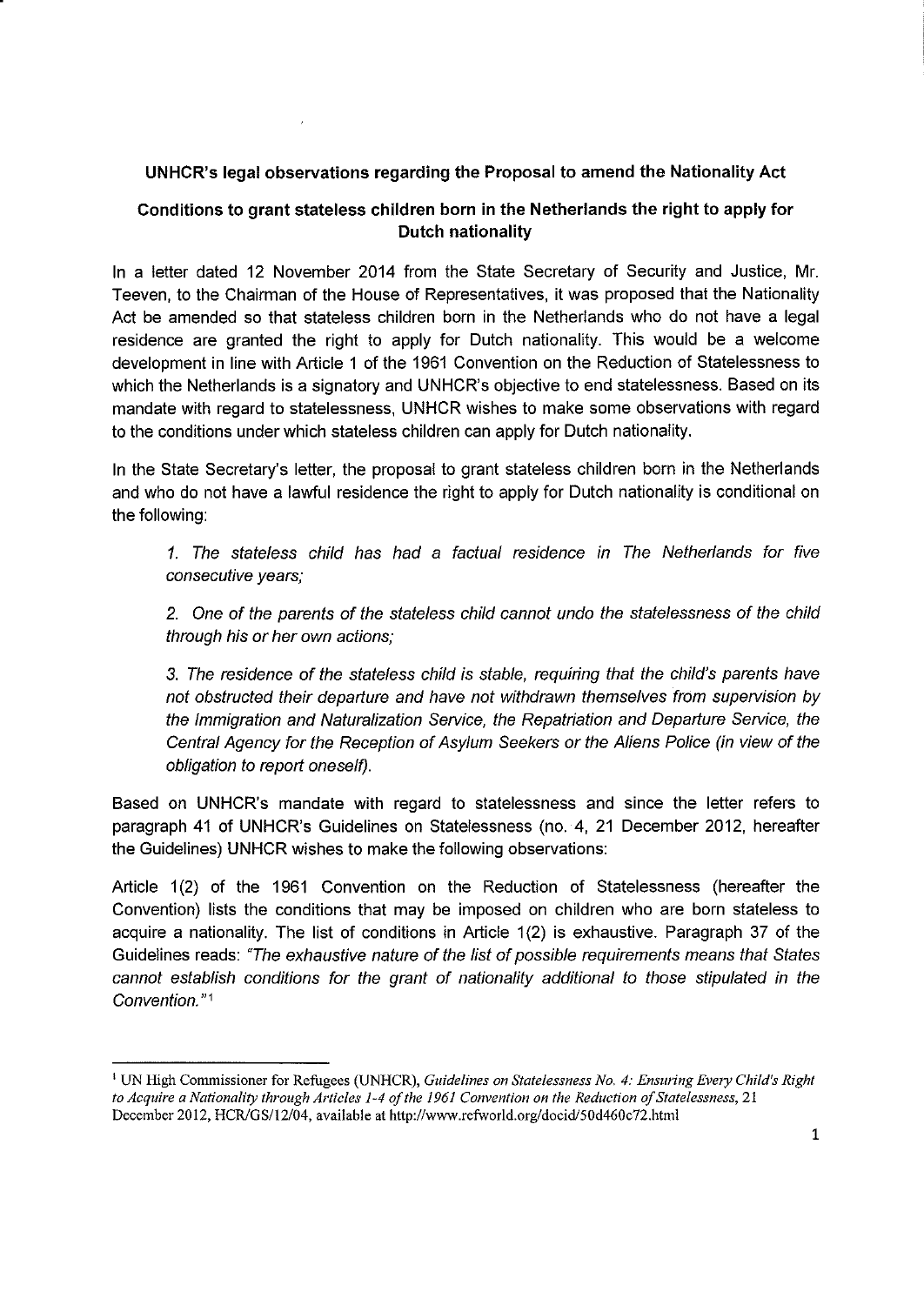**UNHCR's legal observations regarding the Proposal to amend the Nationality Act**

**Conditions to grant stateless children born in the Netherlands the right to apply for Dutch nationality**

In a letter dated 12 November 2014 from the State Secretary of Security and Justice, Mr. Teeven, to the Chairman of the House of Representatives, it was proposed that the Nationality Act be amended so that stateless children born in the Netherlands who do not have a legal residence are granted the right to apply for Dutch nationality. This would be a welcome development in line with Article 1 of the 1961 Convention on the Reduction of Statelessness to which the Netherlands is a signatory and UNHCR's objective to end statelessness. Based on its mandate with regard to statelessness, UNHCR wishes to make some observations with regard to the conditions under which stateless children can apply for Dutch nationality.

In the State Secretary's letter, the proposal to grant stateless children born in the Netherlands and who do not have a lawful residence the right to apply for Dutch nationality is conditional on the following:

> *1. The stateless child has had a factual residence in The Netherlands for five consecutive years;*
>
> *2. One of the parents of the stateless child cannot undo the statelessness of the child through his or her own actions;*
>
> *3. The residence of the stateless child is stable, requiring that the child's parents have not obstructed their departure and have not withdrawn themselves from supervision by the Immigration and Naturalization Service, the Repatriation and Departure Service, the Central Agency for the Reception of Asylum Seekers or the Aliens Police (in view of the obligation to report oneself).*

Based on UNHCR's mandate with regard to statelessness and since the letter refers to paragraph 41 of UNHCR's Guidelines on Statelessness (no. 4, 21 December 2012, hereafter the Guidelines) UNHCR wishes to make the following observations:

Article 1(2) of the 1961 Convention on the Reduction of Statelessness (hereafter the Convention) lists the conditions that may be imposed on children who are born stateless to acquire a nationality. The list of conditions in Article 1(2) is exhaustive. Paragraph 37 of the Guidelines reads: *"The exhaustive nature of the list of possible requirements means that States cannot establish conditions for the grant of nationality additional to those stipulated in the Convention."*[1]

---

[1] UN High Commissioner for Refugees (UNHCR), *Guidelines on Statelessness No. 4: Ensuring Every Child's Right to Acquire a Nationality through Articles 1-4 of the 1961 Convention on the Reduction of Statelessness*, 21 December 2012, HCR/GS/12/04, available at http://www.refworld.org/docid/50d460c72.html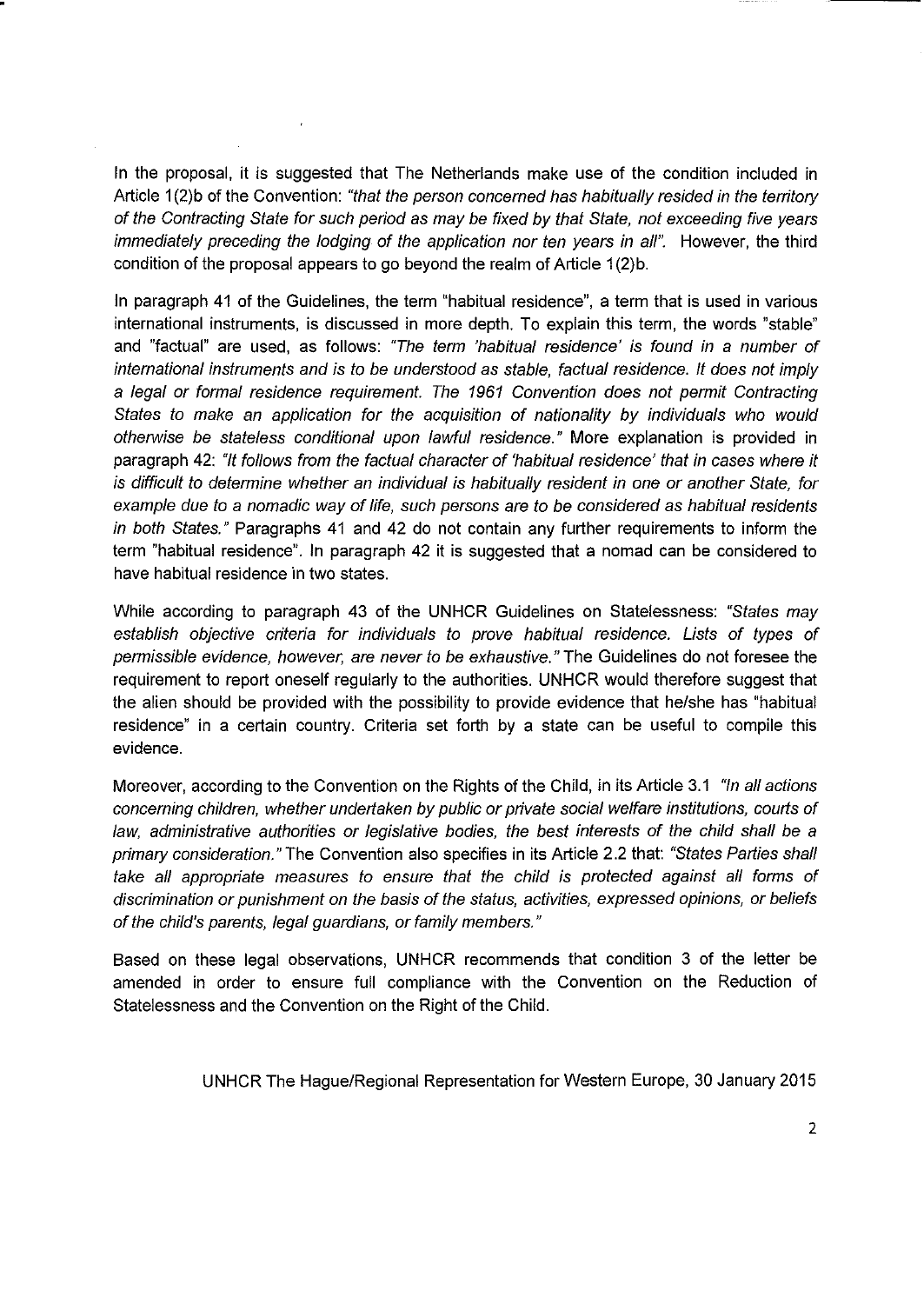In the proposal, it is suggested that The Netherlands make use of the condition included in Article 1(2)b of the Convention: *"that the person concerned has habitually resided in the territory of the Contracting State for such period as may be fixed by that State, not exceeding five years immediately preceding the lodging of the application nor ten years in all".* However, the third condition of the proposal appears to go beyond the realm of Article 1(2)b.

In paragraph 41 of the Guidelines, the term "habitual residence", a term that is used in various international instruments, is discussed in more depth. To explain this term, the words "stable" and "factual" are used, as follows: *"The term 'habitual residence' is found in a number of international instruments and is to be understood as stable, factual residence. It does not imply a legal or formal residence requirement. The 1961 Convention does not permit Contracting States to make an application for the acquisition of nationality by individuals who would otherwise be stateless conditional upon lawful residence."* More explanation is provided in paragraph 42: *"It follows from the factual character of 'habitual residence' that in cases where it is difficult to determine whether an individual is habitually resident in one or another State, for example due to a nomadic way of life, such persons are to be considered as habitual residents in both States."* Paragraphs 41 and 42 do not contain any further requirements to inform the term "habitual residence". In paragraph 42 it is suggested that a nomad can be considered to have habitual residence in two states.

While according to paragraph 43 of the UNHCR Guidelines on Statelessness: *"States may establish objective criteria for individuals to prove habitual residence. Lists of types of permissible evidence, however, are never to be exhaustive."* The Guidelines do not foresee the requirement to report oneself regularly to the authorities. UNHCR would therefore suggest that the alien should be provided with the possibility to provide evidence that he/she has "habitual residence" in a certain country. Criteria set forth by a state can be useful to compile this evidence.

Moreover, according to the Convention on the Rights of the Child, in its Article 3.1 *"In all actions concerning children, whether undertaken by public or private social welfare institutions, courts of law, administrative authorities or legislative bodies, the best interests of the child shall be a primary consideration."* The Convention also specifies in its Article 2.2 that: *"States Parties shall take all appropriate measures to ensure that the child is protected against all forms of discrimination or punishment on the basis of the status, activities, expressed opinions, or beliefs of the child's parents, legal guardians, or family members."*

Based on these legal observations, UNHCR recommends that condition 3 of the letter be amended in order to ensure full compliance with the Convention on the Reduction of Statelessness and the Convention on the Right of the Child.

UNHCR The Hague/Regional Representation for Western Europe, 30 January 2015